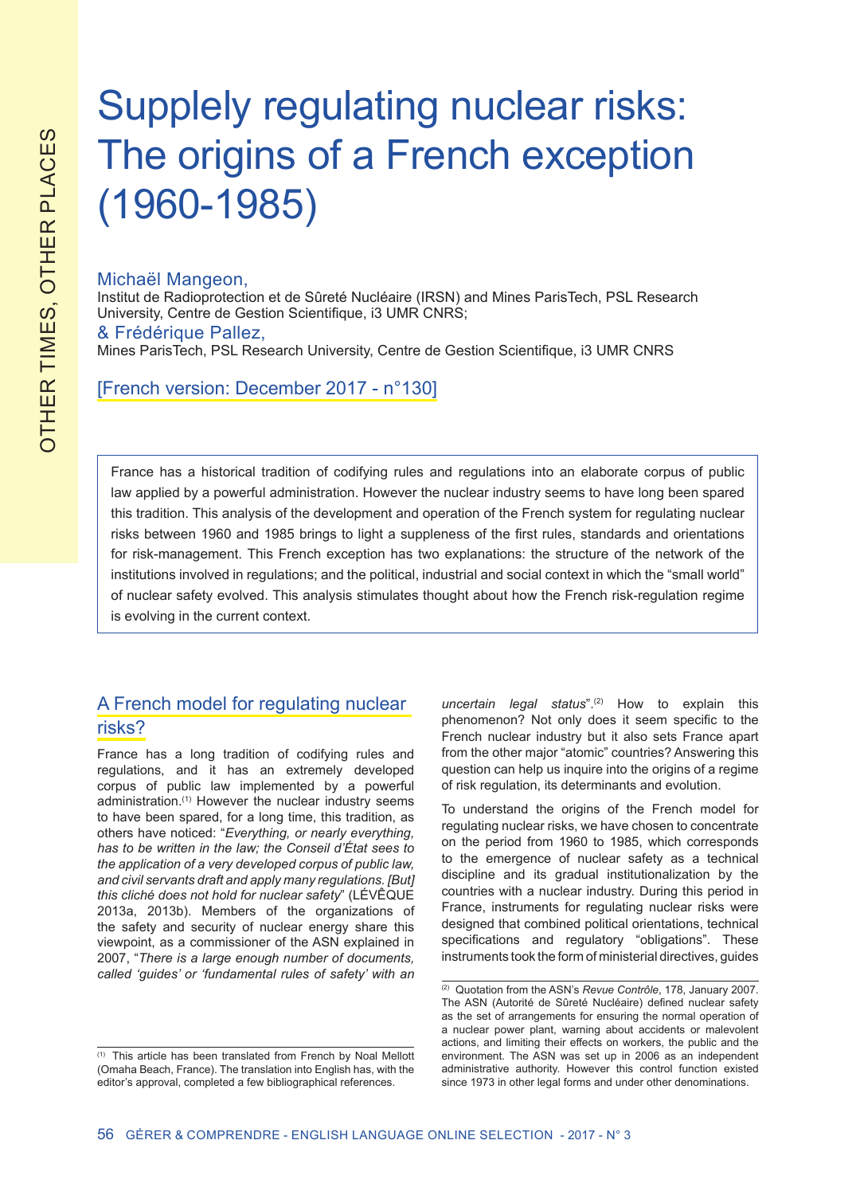# Supplely regulating nuclear risks: The origins of a French exception (1960-1985)

Michaël Mangeon,
Institut de Radioprotection et de Sûreté Nucléaire (IRSN) and Mines ParisTech, PSL Research University, Centre de Gestion Scientifique, i3 UMR CNRS;
& Frédérique Pallez,
Mines ParisTech, PSL Research University, Centre de Gestion Scientifique, i3 UMR CNRS

[French version: December 2017 - n°130]

> France has a historical tradition of codifying rules and regulations into an elaborate corpus of public law applied by a powerful administration. However the nuclear industry seems to have long been spared this tradition. This analysis of the development and operation of the French system for regulating nuclear risks between 1960 and 1985 brings to light a suppleness of the first rules, standards and orientations for risk-management. This French exception has two explanations: the structure of the network of the institutions involved in regulations; and the political, industrial and social context in which the "small world" of nuclear safety evolved. This analysis stimulates thought about how the French risk-regulation regime is evolving in the current context.

## A French model for regulating nuclear risks?

France has a long tradition of codifying rules and regulations, and it has an extremely developed corpus of public law implemented by a powerful administration.[1] However the nuclear industry seems to have been spared, for a long time, this tradition, as others have noticed: "*Everything, or nearly everything, has to be written in the law; the Conseil d'État sees to the application of a very developed corpus of public law, and civil servants draft and apply many regulations. [But] this cliché does not hold for nuclear safety*" (LÉVÊQUE 2013a, 2013b). Members of the organizations of the safety and security of nuclear energy share this viewpoint, as a commissioner of the ASN explained in 2007, "*There is a large enough number of documents, called 'guides' or 'fundamental rules of safety' with an uncertain legal status*".[2] How to explain this phenomenon? Not only does it seem specific to the French nuclear industry but it also sets France apart from the other major "atomic" countries? Answering this question can help us inquire into the origins of a regime of risk regulation, its determinants and evolution.

To understand the origins of the French model for regulating nuclear risks, we have chosen to concentrate on the period from 1960 to 1985, which corresponds to the emergence of nuclear safety as a technical discipline and its gradual institutionalization by the countries with a nuclear industry. During this period in France, instruments for regulating nuclear risks were designed that combined political orientations, technical specifications and regulatory "obligations". These instruments took the form of ministerial directives, guides

---

[1] This article has been translated from French by Noal Mellott (Omaha Beach, France). The translation into English has, with the editor's approval, completed a few bibliographical references.

[2] Quotation from the ASN's *Revue Contrôle*, 178, January 2007. The ASN (Autorité de Sûreté Nucléaire) defined nuclear safety as the set of arrangements for ensuring the normal operation of a nuclear power plant, warning about accidents or malevolent actions, and limiting their effects on workers, the public and the environment. The ASN was set up in 2006 as an independent administrative authority. However this control function existed since 1973 in other legal forms and under other denominations.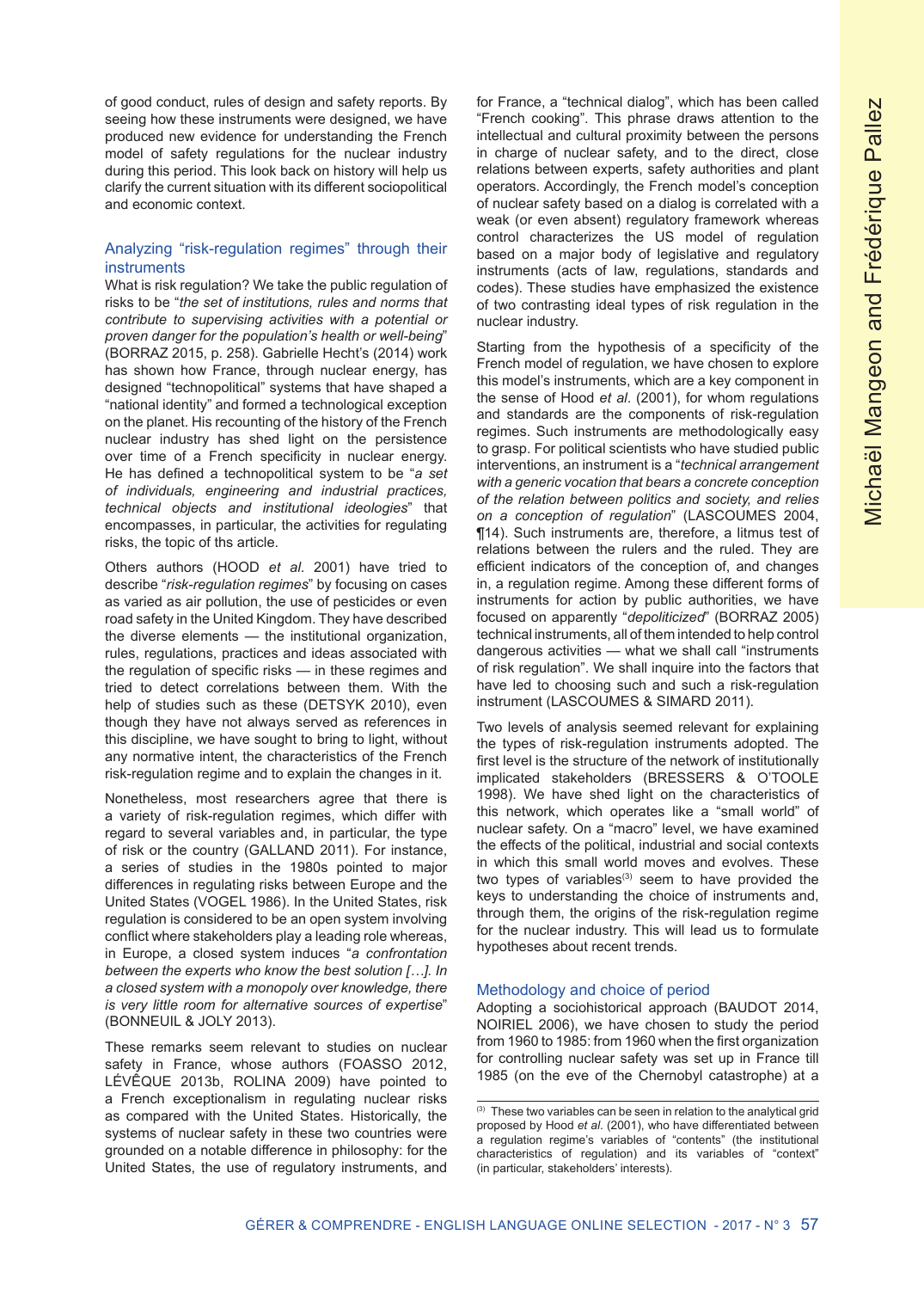of good conduct, rules of design and safety reports. By seeing how these instruments were designed, we have produced new evidence for understanding the French model of safety regulations for the nuclear industry during this period. This look back on history will help us clarify the current situation with its different sociopolitical and economic context.

## Analyzing "risk-regulation regimes" through their instruments

What is risk regulation? We take the public regulation of risks to be "*the set of institutions, rules and norms that contribute to supervising activities with a potential or proven danger for the population's health or well-being*" (BORRAZ 2015, p. 258). Gabrielle Hecht's (2014) work has shown how France, through nuclear energy, has designed "technopolitical" systems that have shaped a "national identity" and formed a technological exception on the planet. His recounting of the history of the French nuclear industry has shed light on the persistence over time of a French specificity in nuclear energy. He has defined a technopolitical system to be "*a set of individuals, engineering and industrial practices, technical objects and institutional ideologies*" that encompasses, in particular, the activities for regulating risks, the topic of ths article.

Others authors (HOOD *et al*. 2001) have tried to describe "*risk-regulation regimes*" by focusing on cases as varied as air pollution, the use of pesticides or even road safety in the United Kingdom. They have described the diverse elements — the institutional organization, rules, regulations, practices and ideas associated with the regulation of specific risks — in these regimes and tried to detect correlations between them. With the help of studies such as these (DETSYK 2010), even though they have not always served as references in this discipline, we have sought to bring to light, without any normative intent, the characteristics of the French risk-regulation regime and to explain the changes in it.

Nonetheless, most researchers agree that there is a variety of risk-regulation regimes, which differ with regard to several variables and, in particular, the type of risk or the country (GALLAND 2011). For instance, a series of studies in the 1980s pointed to major differences in regulating risks between Europe and the United States (VOGEL 1986). In the United States, risk regulation is considered to be an open system involving conflict where stakeholders play a leading role whereas, in Europe, a closed system induces "*a confrontation between the experts who know the best solution […]. In a closed system with a monopoly over knowledge, there is very little room for alternative sources of expertise*" (BONNEUIL & JOLY 2013).

These remarks seem relevant to studies on nuclear safety in France, whose authors (FOASSO 2012, LÉVÊQUE 2013b, ROLINA 2009) have pointed to a French exceptionalism in regulating nuclear risks as compared with the United States. Historically, the systems of nuclear safety in these two countries were grounded on a notable difference in philosophy: for the United States, the use of regulatory instruments, and for France, a "technical dialog", which has been called "French cooking". This phrase draws attention to the intellectual and cultural proximity between the persons in charge of nuclear safety, and to the direct, close relations between experts, safety authorities and plant operators. Accordingly, the French model's conception of nuclear safety based on a dialog is correlated with a weak (or even absent) regulatory framework whereas control characterizes the US model of regulation based on a major body of legislative and regulatory instruments (acts of law, regulations, standards and codes). These studies have emphasized the existence of two contrasting ideal types of risk regulation in the nuclear industry.

Starting from the hypothesis of a specificity of the French model of regulation, we have chosen to explore this model's instruments, which are a key component in the sense of Hood *et al*. (2001), for whom regulations and standards are the components of risk-regulation regimes. Such instruments are methodologically easy to grasp. For political scientists who have studied public interventions, an instrument is a "*technical arrangement with a generic vocation that bears a concrete conception of the relation between politics and society, and relies on a conception of regulation*" (LASCOUMES 2004, ¶14). Such instruments are, therefore, a litmus test of relations between the rulers and the ruled. They are efficient indicators of the conception of, and changes in, a regulation regime. Among these different forms of instruments for action by public authorities, we have focused on apparently "*depoliticized*" (BORRAZ 2005) technical instruments, all of them intended to help control dangerous activities — what we shall call "instruments of risk regulation". We shall inquire into the factors that have led to choosing such and such a risk-regulation instrument (LASCOUMES & SIMARD 2011).

Two levels of analysis seemed relevant for explaining the types of risk-regulation instruments adopted. The first level is the structure of the network of institutionally implicated stakeholders (BRESSERS & O'TOOLE 1998). We have shed light on the characteristics of this network, which operates like a "small world" of nuclear safety. On a "macro" level, we have examined the effects of the political, industrial and social contexts in which this small world moves and evolves. These two types of variables[3] seem to have provided the keys to understanding the choice of instruments and, through them, the origins of the risk-regulation regime for the nuclear industry. This will lead us to formulate hypotheses about recent trends.

## Methodology and choice of period

Adopting a sociohistorical approach (BAUDOT 2014, NOIRIEL 2006), we have chosen to study the period from 1960 to 1985: from 1960 when the first organization for controlling nuclear safety was set up in France till 1985 (on the eve of the Chernobyl catastrophe) at a

[3] These two variables can be seen in relation to the analytical grid proposed by Hood *et al*. (2001), who have differentiated between a regulation regime's variables of "contents" (the institutional characteristics of regulation) and its variables of "context" (in particular, stakeholders' interests).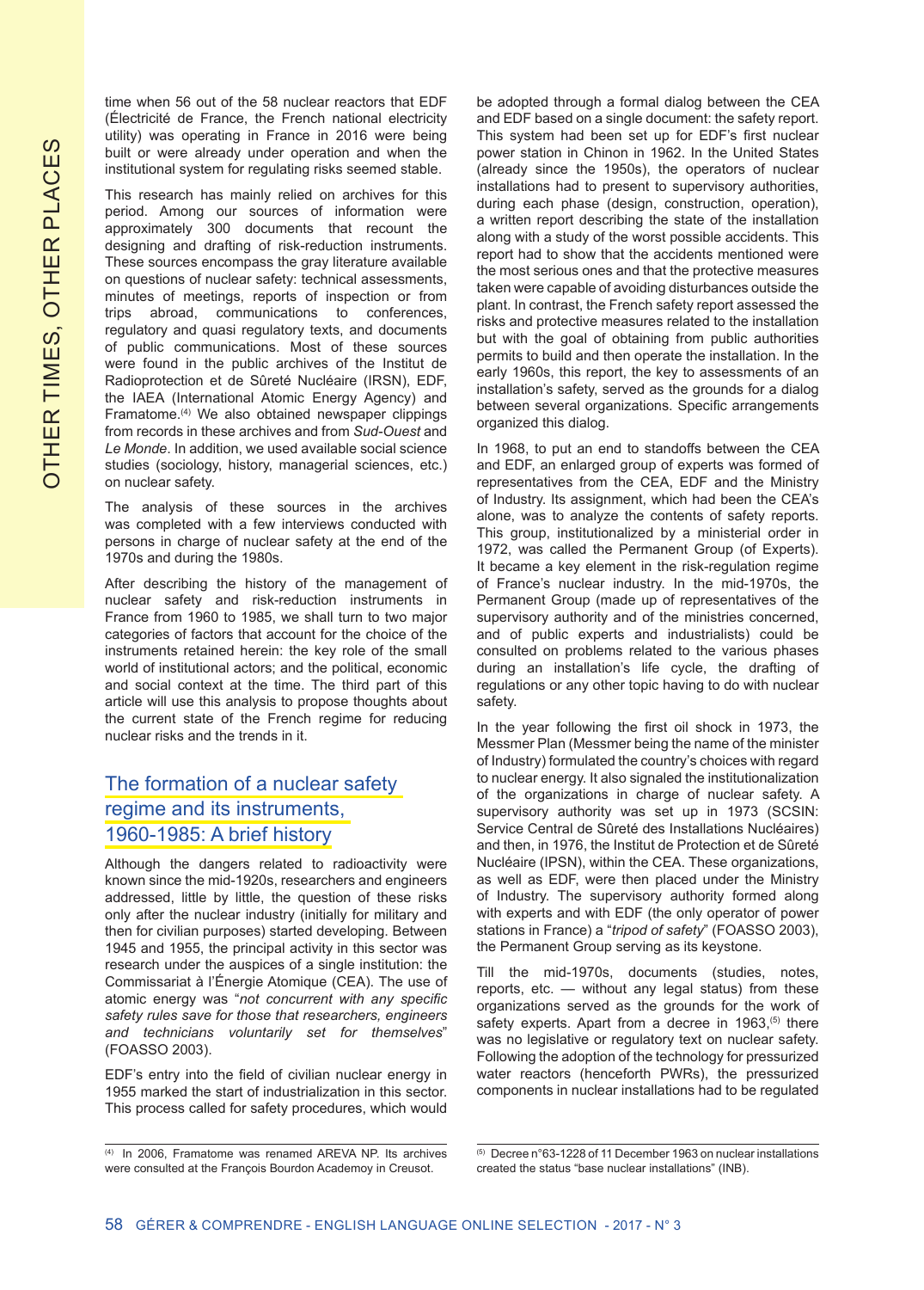time when 56 out of the 58 nuclear reactors that EDF (Électricité de France, the French national electricity utility) was operating in France in 2016 were being built or were already under operation and when the institutional system for regulating risks seemed stable.

This research has mainly relied on archives for this period. Among our sources of information were approximately 300 documents that recount the designing and drafting of risk-reduction instruments. These sources encompass the gray literature available on questions of nuclear safety: technical assessments, minutes of meetings, reports of inspection or from trips abroad, communications to conferences, regulatory and quasi regulatory texts, and documents of public communications. Most of these sources were found in the public archives of the Institut de Radioprotection et de Sûreté Nucléaire (IRSN), EDF, the IAEA (International Atomic Energy Agency) and Framatome.[4] We also obtained newspaper clippings from records in these archives and from *Sud-Ouest* and *Le Monde*. In addition, we used available social science studies (sociology, history, managerial sciences, etc.) on nuclear safety.

The analysis of these sources in the archives was completed with a few interviews conducted with persons in charge of nuclear safety at the end of the 1970s and during the 1980s.

After describing the history of the management of nuclear safety and risk-reduction instruments in France from 1960 to 1985, we shall turn to two major categories of factors that account for the choice of the instruments retained herein: the key role of the small world of institutional actors; and the political, economic and social context at the time. The third part of this article will use this analysis to propose thoughts about the current state of the French regime for reducing nuclear risks and the trends in it.

## The formation of a nuclear safety regime and its instruments, 1960-1985: A brief history

Although the dangers related to radioactivity were known since the mid-1920s, researchers and engineers addressed, little by little, the question of these risks only after the nuclear industry (initially for military and then for civilian purposes) started developing. Between 1945 and 1955, the principal activity in this sector was research under the auspices of a single institution: the Commissariat à l'Énergie Atomique (CEA). The use of atomic energy was "*not concurrent with any specific safety rules save for those that researchers, engineers and technicians voluntarily set for themselves*" (FOASSO 2003).

EDF's entry into the field of civilian nuclear energy in 1955 marked the start of industrialization in this sector. This process called for safety procedures, which would be adopted through a formal dialog between the CEA and EDF based on a single document: the safety report. This system had been set up for EDF's first nuclear power station in Chinon in 1962. In the United States (already since the 1950s), the operators of nuclear installations had to present to supervisory authorities, during each phase (design, construction, operation), a written report describing the state of the installation along with a study of the worst possible accidents. This report had to show that the accidents mentioned were the most serious ones and that the protective measures taken were capable of avoiding disturbances outside the plant. In contrast, the French safety report assessed the risks and protective measures related to the installation but with the goal of obtaining from public authorities permits to build and then operate the installation. In the early 1960s, this report, the key to assessments of an installation's safety, served as the grounds for a dialog between several organizations. Specific arrangements organized this dialog.

In 1968, to put an end to standoffs between the CEA and EDF, an enlarged group of experts was formed of representatives from the CEA, EDF and the Ministry of Industry. Its assignment, which had been the CEA's alone, was to analyze the contents of safety reports. This group, institutionalized by a ministerial order in 1972, was called the Permanent Group (of Experts). It became a key element in the risk-regulation regime of France's nuclear industry. In the mid-1970s, the Permanent Group (made up of representatives of the supervisory authority and of the ministries concerned, and of public experts and industrialists) could be consulted on problems related to the various phases during an installation's life cycle, the drafting of regulations or any other topic having to do with nuclear safety.

In the year following the first oil shock in 1973, the Messmer Plan (Messmer being the name of the minister of Industry) formulated the country's choices with regard to nuclear energy. It also signaled the institutionalization of the organizations in charge of nuclear safety. A supervisory authority was set up in 1973 (SCSIN: Service Central de Sûreté des Installations Nucléaires) and then, in 1976, the Institut de Protection et de Sûreté Nucléaire (IPSN), within the CEA. These organizations, as well as EDF, were then placed under the Ministry of Industry. The supervisory authority formed along with experts and with EDF (the only operator of power stations in France) a "*tripod of safety*" (FOASSO 2003), the Permanent Group serving as its keystone.

Till the mid-1970s, documents (studies, notes, reports, etc. — without any legal status) from these organizations served as the grounds for the work of safety experts. Apart from a decree in 1963,[5] there was no legislative or regulatory text on nuclear safety. Following the adoption of the technology for pressurized water reactors (henceforth PWRs), the pressurized components in nuclear installations had to be regulated

[4] In 2006, Framatome was renamed AREVA NP. Its archives were consulted at the François Bourdon Academoy in Creusot.

[5] Decree n°63-1228 of 11 December 1963 on nuclear installations created the status "base nuclear installations" (INB).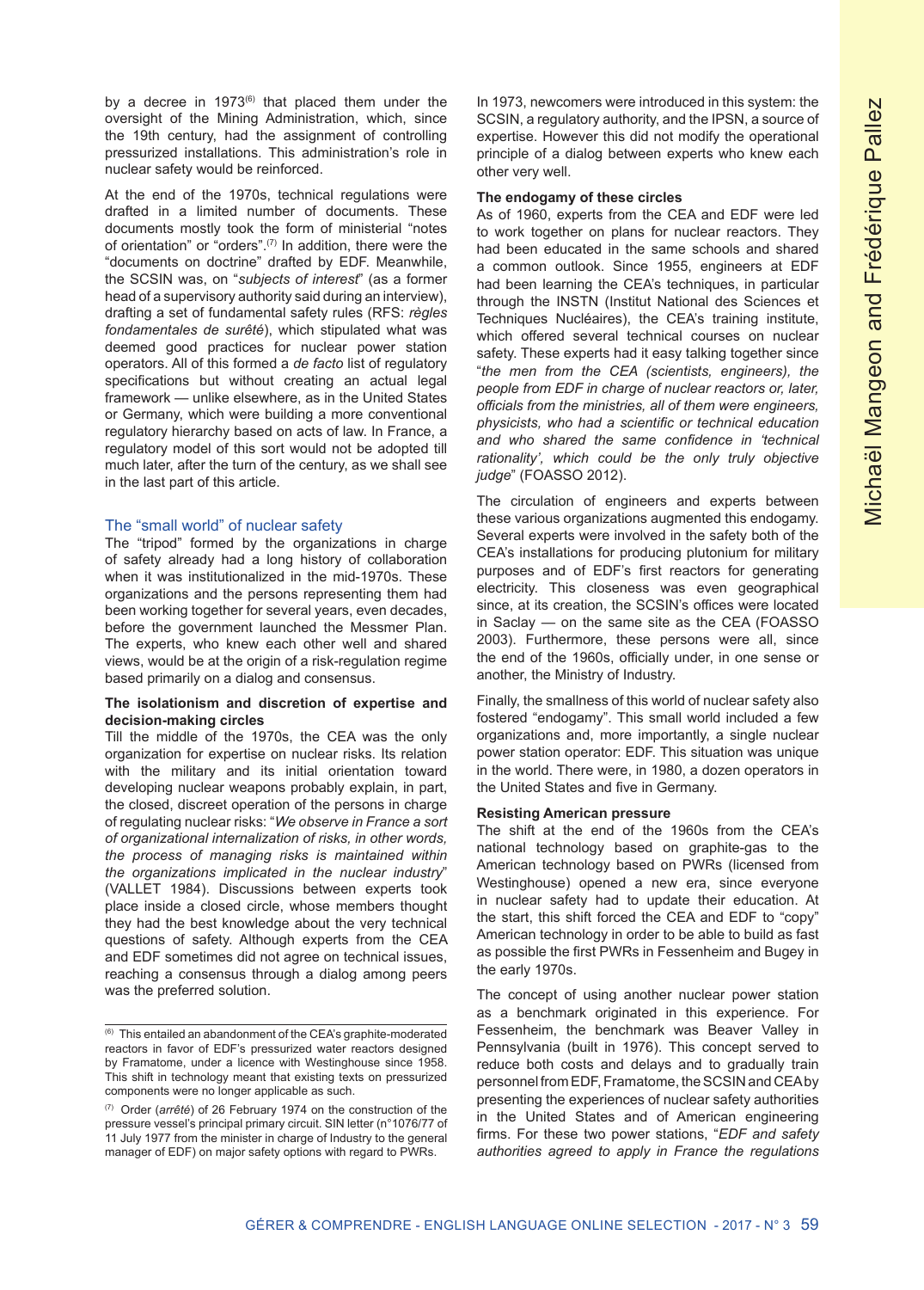by a decree in 1973[6] that placed them under the oversight of the Mining Administration, which, since the 19th century, had the assignment of controlling pressurized installations. This administration's role in nuclear safety would be reinforced.

At the end of the 1970s, technical regulations were drafted in a limited number of documents. These documents mostly took the form of ministerial "notes of orientation" or "orders".[7] In addition, there were the "documents on doctrine" drafted by EDF. Meanwhile, the SCSIN was, on "*subjects of interest*" (as a former head of a supervisory authority said during an interview), drafting a set of fundamental safety rules (RFS: *règles fondamentales de surêté*), which stipulated what was deemed good practices for nuclear power station operators. All of this formed a *de facto* list of regulatory specifications but without creating an actual legal framework — unlike elsewhere, as in the United States or Germany, which were building a more conventional regulatory hierarchy based on acts of law. In France, a regulatory model of this sort would not be adopted till much later, after the turn of the century, as we shall see in the last part of this article.

## The "small world" of nuclear safety

The "tripod" formed by the organizations in charge of safety already had a long history of collaboration when it was institutionalized in the mid-1970s. These organizations and the persons representing them had been working together for several years, even decades, before the government launched the Messmer Plan. The experts, who knew each other well and shared views, would be at the origin of a risk-regulation regime based primarily on a dialog and consensus.

### The isolationism and discretion of expertise and decision-making circles

Till the middle of the 1970s, the CEA was the only organization for expertise on nuclear risks. Its relation with the military and its initial orientation toward developing nuclear weapons probably explain, in part, the closed, discreet operation of the persons in charge of regulating nuclear risks: "*We observe in France a sort of organizational internalization of risks, in other words, the process of managing risks is maintained within the organizations implicated in the nuclear industry*" (VALLET 1984). Discussions between experts took place inside a closed circle, whose members thought they had the best knowledge about the very technical questions of safety. Although experts from the CEA and EDF sometimes did not agree on technical issues, reaching a consensus through a dialog among peers was the preferred solution.

In 1973, newcomers were introduced in this system: the SCSIN, a regulatory authority, and the IPSN, a source of expertise. However this did not modify the operational principle of a dialog between experts who knew each other very well.

### The endogamy of these circles

As of 1960, experts from the CEA and EDF were led to work together on plans for nuclear reactors. They had been educated in the same schools and shared a common outlook. Since 1955, engineers at EDF had been learning the CEA's techniques, in particular through the INSTN (Institut National des Sciences et Techniques Nucléaires), the CEA's training institute, which offered several technical courses on nuclear safety. These experts had it easy talking together since "*the men from the CEA (scientists, engineers), the people from EDF in charge of nuclear reactors or, later, officials from the ministries, all of them were engineers, physicists, who had a scientific or technical education and who shared the same confidence in 'technical rationality', which could be the only truly objective judge*" (FOASSO 2012).

The circulation of engineers and experts between these various organizations augmented this endogamy. Several experts were involved in the safety both of the CEA's installations for producing plutonium for military purposes and of EDF's first reactors for generating electricity. This closeness was even geographical since, at its creation, the SCSIN's offices were located in Saclay — on the same site as the CEA (FOASSO 2003). Furthermore, these persons were all, since the end of the 1960s, officially under, in one sense or another, the Ministry of Industry.

Finally, the smallness of this world of nuclear safety also fostered "endogamy". This small world included a few organizations and, more importantly, a single nuclear power station operator: EDF. This situation was unique in the world. There were, in 1980, a dozen operators in the United States and five in Germany.

### Resisting American pressure

The shift at the end of the 1960s from the CEA's national technology based on graphite-gas to the American technology based on PWRs (licensed from Westinghouse) opened a new era, since everyone in nuclear safety had to update their education. At the start, this shift forced the CEA and EDF to "copy" American technology in order to be able to build as fast as possible the first PWRs in Fessenheim and Bugey in the early 1970s.

The concept of using another nuclear power station as a benchmark originated in this experience. For Fessenheim, the benchmark was Beaver Valley in Pennsylvania (built in 1976). This concept served to reduce both costs and delays and to gradually train personnel from EDF, Framatome, the SCSIN and CEA by presenting the experiences of nuclear safety authorities in the United States and of American engineering firms. For these two power stations, "*EDF and safety authorities agreed to apply in France the regulations*

---

[6] This entailed an abandonment of the CEA's graphite-moderated reactors in favor of EDF's pressurized water reactors designed by Framatome, under a licence with Westinghouse since 1958. This shift in technology meant that existing texts on pressurized components were no longer applicable as such.

[7] Order (*arrêté*) of 26 February 1974 on the construction of the pressure vessel's principal primary circuit. SIN letter (n°1076/77 of 11 July 1977 from the minister in charge of Industry to the general manager of EDF) on major safety options with regard to PWRs.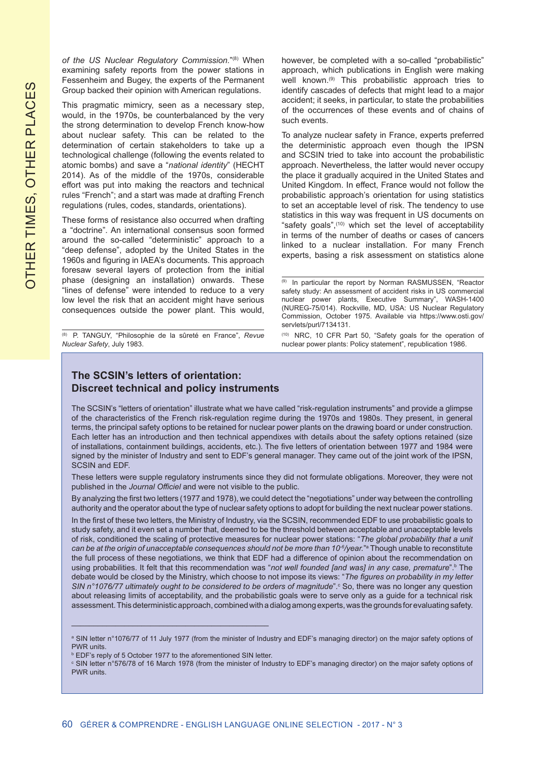*of the US Nuclear Regulatory Commission.*"[8] When examining safety reports from the power stations in Fessenheim and Bugey, the experts of the Permanent Group backed their opinion with American regulations.

This pragmatic mimicry, seen as a necessary step, would, in the 1970s, be counterbalanced by the very the strong determination to develop French know-how about nuclear safety. This can be related to the determination of certain stakeholders to take up a technological challenge (following the events related to atomic bombs) and save a "*national identity*" (HECHT 2014). As of the middle of the 1970s, considerable effort was put into making the reactors and technical rules "French"; and a start was made at drafting French regulations (rules, codes, standards, orientations).

These forms of resistance also occurred when drafting a "doctrine". An international consensus soon formed around the so-called "deterministic" approach to a "deep defense", adopted by the United States in the 1960s and figuring in IAEA's documents. This approach foresaw several layers of protection from the initial phase (designing an installation) onwards. These "lines of defense" were intended to reduce to a very low level the risk that an accident might have serious consequences outside the power plant. This would, however, be completed with a so-called "probabilistic" approach, which publications in English were making well known.[9] This probabilistic approach tries to identify cascades of defects that might lead to a major accident; it seeks, in particular, to state the probabilities of the occurrences of these events and of chains of such events.

To analyze nuclear safety in France, experts preferred the deterministic approach even though the IPSN and SCSIN tried to take into account the probabilistic approach. Nevertheless, the latter would never occupy the place it gradually acquired in the United States and United Kingdom. In effect, France would not follow the probabilistic approach's orientation for using statistics to set an acceptable level of risk. The tendency to use statistics in this way was frequent in US documents on "safety goals",[10] which set the level of acceptability in terms of the number of deaths or cases of cancers linked to a nuclear installation. For many French experts, basing a risk assessment on statistics alone

[8] P. TANGUY, "Philosophie de la sûreté en France", *Revue Nuclear Safety*, July 1983.

[9] In particular the report by Norman RASMUSSEN, "Reactor safety study: An assessment of accident risks in US commercial nuclear power plants, Executive Summary", WASH-1400 (NUREG-75/014). Rockville, MD, USA: US Nuclear Regulatory Commission, October 1975. Available via https://www.osti.gov/servlets/purl/7134131.

[10] NRC, 10 CFR Part 50, "Safety goals for the operation of nuclear power plants: Policy statement", republication 1986.

## The SCSIN's letters of orientation: Discreet technical and policy instruments

The SCSIN's "letters of orientation" illustrate what we have called "risk-regulation instruments" and provide a glimpse of the characteristics of the French risk-regulation regime during the 1970s and 1980s. They present, in general terms, the principal safety options to be retained for nuclear power plants on the drawing board or under construction. Each letter has an introduction and then technical appendixes with details about the safety options retained (size of installations, containment buildings, accidents, etc.). The five letters of orientation between 1977 and 1984 were signed by the minister of Industry and sent to EDF's general manager. They came out of the joint work of the IPSN, SCSIN and EDF.

These letters were supple regulatory instruments since they did not formulate obligations. Moreover, they were not published in the *Journal Officiel* and were not visible to the public.

By analyzing the first two letters (1977 and 1978), we could detect the "negotiations" under way between the controlling authority and the operator about the type of nuclear safety options to adopt for building the next nuclear power stations.

In the first of these two letters, the Ministry of Industry, via the SCSIN, recommended EDF to use probabilistic goals to study safety, and it even set a number that, deemed to be the threshold between acceptable and unacceptable levels of risk, conditioned the scaling of protective measures for nuclear power stations: "*The global probability that a unit can be at the origin of unacceptable consequences should not be more than $10^{-6}$/year.*"[a] Though unable to reconstitute the full process of these negotiations, we think that EDF had a difference of opinion about the recommendation on using probabilities. It felt that this recommendation was "*not well founded [and was] in any case, premature*".[b] The debate would be closed by the Ministry, which choose to not impose its views: "*The figures on probability in my letter SIN n°1076/77 ultimately ought to be considered to be orders of magnitude*".[c] So, there was no longer any question about releasing limits of acceptability, and the probabilistic goals were to serve only as a guide for a technical risk assessment. This deterministic approach, combined with a dialog among experts, was the grounds for evaluating safety.

[a] SIN letter n°1076/77 of 11 July 1977 (from the minister of Industry and EDF's managing director) on the major safety options of PWR units.

[b] EDF's reply of 5 October 1977 to the aforementioned SIN letter.

[c] SIN letter n°576/78 of 16 March 1978 (from the minister of Industry to EDF's managing director) on the major safety options of PWR units.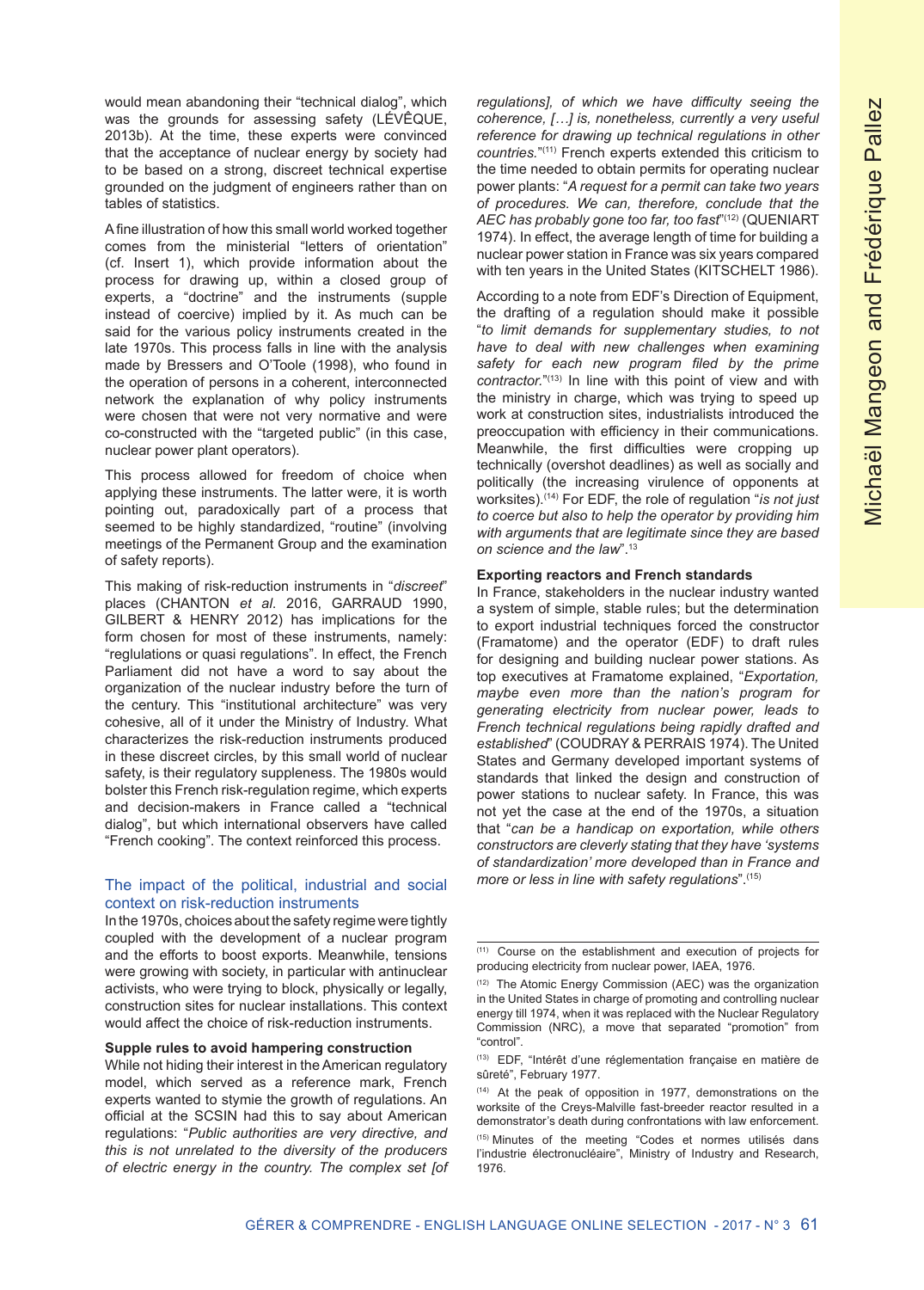would mean abandoning their "technical dialog", which was the grounds for assessing safety (LÉVÊQUE, 2013b). At the time, these experts were convinced that the acceptance of nuclear energy by society had to be based on a strong, discreet technical expertise grounded on the judgment of engineers rather than on tables of statistics.

A fine illustration of how this small world worked together comes from the ministerial "letters of orientation" (cf. Insert 1), which provide information about the process for drawing up, within a closed group of experts, a "doctrine" and the instruments (supple instead of coercive) implied by it. As much can be said for the various policy instruments created in the late 1970s. This process falls in line with the analysis made by Bressers and O'Toole (1998), who found in the operation of persons in a coherent, interconnected network the explanation of why policy instruments were chosen that were not very normative and were co-constructed with the "targeted public" (in this case, nuclear power plant operators).

This process allowed for freedom of choice when applying these instruments. The latter were, it is worth pointing out, paradoxically part of a process that seemed to be highly standardized, "routine" (involving meetings of the Permanent Group and the examination of safety reports).

This making of risk-reduction instruments in "*discreet*" places (CHANTON *et al.* 2016, GARRAUD 1990, GILBERT & HENRY 2012) has implications for the form chosen for most of these instruments, namely: "reglulations or quasi regulations". In effect, the French Parliament did not have a word to say about the organization of the nuclear industry before the turn of the century. This "institutional architecture" was very cohesive, all of it under the Ministry of Industry. What characterizes the risk-reduction instruments produced in these discreet circles, by this small world of nuclear safety, is their regulatory suppleness. The 1980s would bolster this French risk-regulation regime, which experts and decision-makers in France called a "technical dialog", but which international observers have called "French cooking". The context reinforced this process.

## The impact of the political, industrial and social context on risk-reduction instruments

In the 1970s, choices about the safety regime were tightly coupled with the development of a nuclear program and the efforts to boost exports. Meanwhile, tensions were growing with society, in particular with antinuclear activists, who were trying to block, physically or legally, construction sites for nuclear installations. This context would affect the choice of risk-reduction instruments.

### Supple rules to avoid hampering construction

While not hiding their interest in the American regulatory model, which served as a reference mark, French experts wanted to stymie the growth of regulations. An official at the SCSIN had this to say about American regulations: "*Public authorities are very directive, and this is not unrelated to the diversity of the producers of electric energy in the country. The complex set [of regulations], of which we have difficulty seeing the coherence, […] is, nonetheless, currently a very useful reference for drawing up technical regulations in other countries.*"[(11)] French experts extended this criticism to the time needed to obtain permits for operating nuclear power plants: "*A request for a permit can take two years of procedures. We can, therefore, conclude that the AEC has probably gone too far, too fast*"[(12)] (QUENIART 1974). In effect, the average length of time for building a nuclear power station in France was six years compared with ten years in the United States (KITSCHELT 1986).

According to a note from EDF's Direction of Equipment, the drafting of a regulation should make it possible "*to limit demands for supplementary studies, to not have to deal with new challenges when examining safety for each new program filed by the prime contractor.*"[(13)] In line with this point of view and with the ministry in charge, which was trying to speed up work at construction sites, industrialists introduced the preoccupation with efficiency in their communications. Meanwhile, the first difficulties were cropping up technically (overshot deadlines) as well as socially and politically (the increasing virulence of opponents at worksites).[(14)] For EDF, the role of regulation "*is not just to coerce but also to help the operator by providing him with arguments that are legitimate since they are based on science and the law*".[13]

### Exporting reactors and French standards

In France, stakeholders in the nuclear industry wanted a system of simple, stable rules; but the determination to export industrial techniques forced the constructor (Framatome) and the operator (EDF) to draft rules for designing and building nuclear power stations. As top executives at Framatome explained, "*Exportation, maybe even more than the nation's program for generating electricity from nuclear power, leads to French technical regulations being rapidly drafted and established*" (COUDRAY & PERRAIS 1974). The United States and Germany developed important systems of standards that linked the design and construction of power stations to nuclear safety. In France, this was not yet the case at the end of the 1970s, a situation that "*can be a handicap on exportation, while others constructors are cleverly stating that they have 'systems of standardization' more developed than in France and more or less in line with safety regulations*".[(15)]

---

(11) Course on the establishment and execution of projects for producing electricity from nuclear power, IAEA, 1976.

(12) The Atomic Energy Commission (AEC) was the organization in the United States in charge of promoting and controlling nuclear energy till 1974, when it was replaced with the Nuclear Regulatory Commission (NRC), a move that separated "promotion" from "control".

(13) EDF, "Intérêt d'une réglementation française en matière de sûreté", February 1977.

(14) At the peak of opposition in 1977, demonstrations on the worksite of the Creys-Malville fast-breeder reactor resulted in a demonstrator's death during confrontations with law enforcement.

(15) Minutes of the meeting "Codes et normes utilisés dans l'industrie électronucléaire", Ministry of Industry and Research, 1976.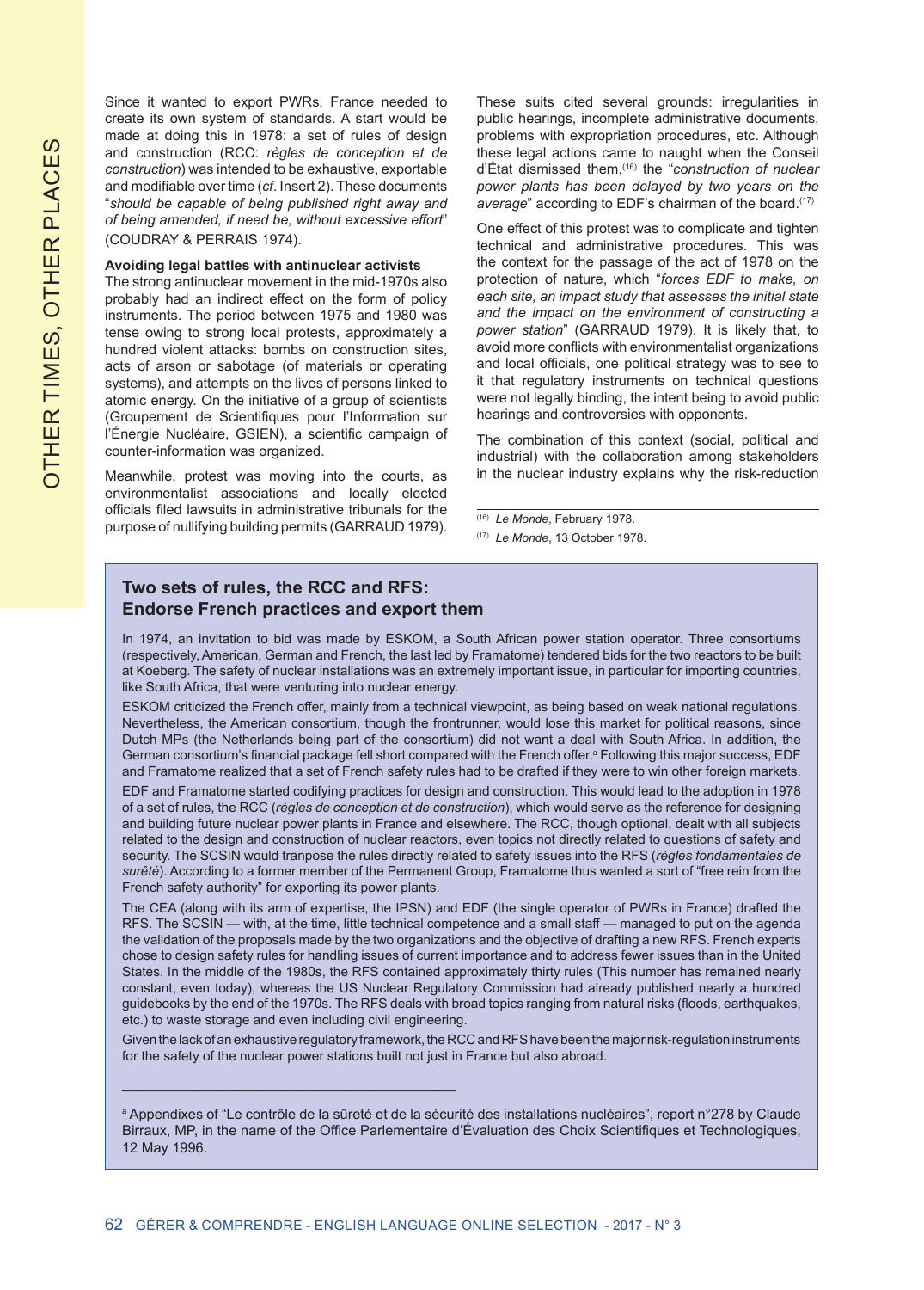Since it wanted to export PWRs, France needed to create its own system of standards. A start would be made at doing this in 1978: a set of rules of design and construction (RCC: *règles de conception et de construction*) was intended to be exhaustive, exportable and modifiable over time (*cf*. Insert 2). These documents "*should be capable of being published right away and of being amended, if need be, without excessive effort*" (COUDRAY & PERRAIS 1974).

**Avoiding legal battles with antinuclear activists**

The strong antinuclear movement in the mid-1970s also probably had an indirect effect on the form of policy instruments. The period between 1975 and 1980 was tense owing to strong local protests, approximately a hundred violent attacks: bombs on construction sites, acts of arson or sabotage (of materials or operating systems), and attempts on the lives of persons linked to atomic energy. On the initiative of a group of scientists (Groupement de Scientifiques pour l'Information sur l'Énergie Nucléaire, GSIEN), a scientific campaign of counter-information was organized.

Meanwhile, protest was moving into the courts, as environmentalist associations and locally elected officials filed lawsuits in administrative tribunals for the purpose of nullifying building permits (GARRAUD 1979). These suits cited several grounds: irregularities in public hearings, incomplete administrative documents, problems with expropriation procedures, etc. Although these legal actions came to naught when the Conseil d'État dismissed them,[16] the "*construction of nuclear power plants has been delayed by two years on the average*" according to EDF's chairman of the board.[17]

One effect of this protest was to complicate and tighten technical and administrative procedures. This was the context for the passage of the act of 1978 on the protection of nature, which "*forces EDF to make, on each site, an impact study that assesses the initial state and the impact on the environment of constructing a power station*" (GARRAUD 1979). It is likely that, to avoid more conflicts with environmentalist organizations and local officials, one political strategy was to see to it that regulatory instruments on technical questions were not legally binding, the intent being to avoid public hearings and controversies with opponents.

The combination of this context (social, political and industrial) with the collaboration among stakeholders in the nuclear industry explains why the risk-reduction

[16] *Le Monde*, February 1978.

[17] *Le Monde*, 13 October 1978.

---

**Two sets of rules, the RCC and RFS: Endorse French practices and export them**

In 1974, an invitation to bid was made by ESKOM, a South African power station operator. Three consortiums (respectively, American, German and French, the last led by Framatome) tendered bids for the two reactors to be built at Koeberg. The safety of nuclear installations was an extremely important issue, in particular for importing countries, like South Africa, that were venturing into nuclear energy.

ESKOM criticized the French offer, mainly from a technical viewpoint, as being based on weak national regulations. Nevertheless, the American consortium, though the frontrunner, would lose this market for political reasons, since Dutch MPs (the Netherlands being part of the consortium) did not want a deal with South Africa. In addition, the German consortium's financial package fell short compared with the French offer.[a] Following this major success, EDF and Framatome realized that a set of French safety rules had to be drafted if they were to win other foreign markets.

EDF and Framatome started codifying practices for design and construction. This would lead to the adoption in 1978 of a set of rules, the RCC (*règles de conception et de construction*), which would serve as the reference for designing and building future nuclear power plants in France and elsewhere. The RCC, though optional, dealt with all subjects related to the design and construction of nuclear reactors, even topics not directly related to questions of safety and security. The SCSIN would tranpose the rules directly related to safety issues into the RFS (*règles fondamentales de sûrêté*). According to a former member of the Permanent Group, Framatome thus wanted a sort of "free rein from the French safety authority" for exporting its power plants.

The CEA (along with its arm of expertise, the IPSN) and EDF (the single operator of PWRs in France) drafted the RFS. The SCSIN — with, at the time, little technical competence and a small staff — managed to put on the agenda the validation of the proposals made by the two organizations and the objective of drafting a new RFS. French experts chose to design safety rules for handling issues of current importance and to address fewer issues than in the United States. In the middle of the 1980s, the RFS contained approximately thirty rules (This number has remained nearly constant, even today), whereas the US Nuclear Regulatory Commission had already published nearly a hundred guidebooks by the end of the 1970s. The RFS deals with broad topics ranging from natural risks (floods, earthquakes, etc.) to waste storage and even including civil engineering.

Given the lack of an exhaustive regulatory framework, the RCC and RFS have been the major risk-regulation instruments for the safety of the nuclear power stations built not just in France but also abroad.

[a] Appendixes of "Le contrôle de la sûreté et de la sécurité des installations nucléaires", report n°278 by Claude Birraux, MP, in the name of the Office Parlementaire d'Évaluation des Choix Scientifiques et Technologiques, 12 May 1996.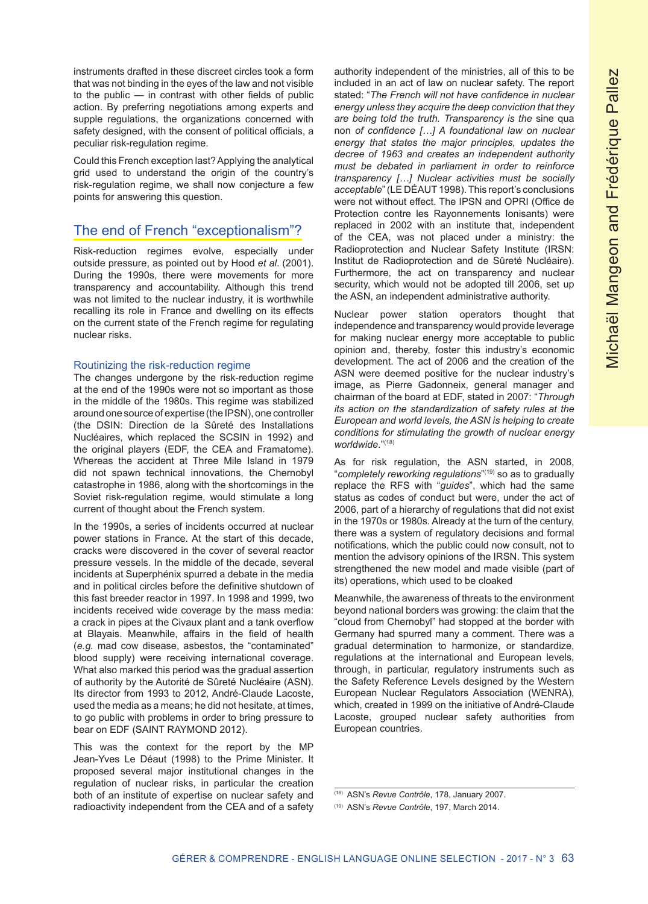instruments drafted in these discreet circles took a form that was not binding in the eyes of the law and not visible to the public — in contrast with other fields of public action. By preferring negotiations among experts and supple regulations, the organizations concerned with safety designed, with the consent of political officials, a peculiar risk-regulation regime.

Could this French exception last? Applying the analytical grid used to understand the origin of the country's risk-regulation regime, we shall now conjecture a few points for answering this question.

## The end of French "exceptionalism"?

Risk-reduction regimes evolve, especially under outside pressure, as pointed out by Hood *et al*. (2001). During the 1990s, there were movements for more transparency and accountability. Although this trend was not limited to the nuclear industry, it is worthwhile recalling its role in France and dwelling on its effects on the current state of the French regime for regulating nuclear risks.

### Routinizing the risk-reduction regime

The changes undergone by the risk-reduction regime at the end of the 1990s were not so important as those in the middle of the 1980s. This regime was stabilized around one source of expertise (the IPSN), one controller (the DSIN: Direction de la Sûreté des Installations Nucléaires, which replaced the SCSIN in 1992) and the original players (EDF, the CEA and Framatome). Whereas the accident at Three Mile Island in 1979 did not spawn technical innovations, the Chernobyl catastrophe in 1986, along with the shortcomings in the Soviet risk-regulation regime, would stimulate a long current of thought about the French system.

In the 1990s, a series of incidents occurred at nuclear power stations in France. At the start of this decade, cracks were discovered in the cover of several reactor pressure vessels. In the middle of the decade, several incidents at Superphénix spurred a debate in the media and in political circles before the definitive shutdown of this fast breeder reactor in 1997. In 1998 and 1999, two incidents received wide coverage by the mass media: a crack in pipes at the Civaux plant and a tank overflow at Blayais. Meanwhile, affairs in the field of health (*e.g.* mad cow disease, asbestos, the "contaminated" blood supply) were receiving international coverage. What also marked this period was the gradual assertion of authority by the Autorité de Sûreté Nucléaire (ASN). Its director from 1993 to 2012, André-Claude Lacoste, used the media as a means; he did not hesitate, at times, to go public with problems in order to bring pressure to bear on EDF (SAINT RAYMOND 2012).

This was the context for the report by the MP Jean-Yves Le Déaut (1998) to the Prime Minister. It proposed several major institutional changes in the regulation of nuclear risks, in particular the creation both of an institute of expertise on nuclear safety and radioactivity independent from the CEA and of a safety authority independent of the ministries, all of this to be included in an act of law on nuclear safety. The report stated: "*The French will not have confidence in nuclear energy unless they acquire the deep conviction that they are being told the truth. Transparency is the* sine qua non *of confidence […] A foundational law on nuclear energy that states the major principles, updates the decree of 1963 and creates an independent authority must be debated in parliament in order to reinforce transparency […] Nuclear activities must be socially acceptable*" (LE DÉAUT 1998). This report's conclusions were not without effect. The IPSN and OPRI (Office de Protection contre les Rayonnements Ionisants) were replaced in 2002 with an institute that, independent of the CEA, was not placed under a ministry: the Radioprotection and Nuclear Safety Institute (IRSN: Institut de Radioprotection and de Sûreté Nucléaire). Furthermore, the act on transparency and nuclear security, which would not be adopted till 2006, set up the ASN, an independent administrative authority.

Nuclear power station operators thought that independence and transparency would provide leverage for making nuclear energy more acceptable to public opinion and, thereby, foster this industry's economic development. The act of 2006 and the creation of the ASN were deemed positive for the nuclear industry's image, as Pierre Gadonneix, general manager and chairman of the board at EDF, stated in 2007: "*Through its action on the standardization of safety rules at the European and world levels, the ASN is helping to create conditions for stimulating the growth of nuclear energy worldwide.*"[18]

As for risk regulation, the ASN started, in 2008, "*completely reworking regulations*"[19] so as to gradually replace the RFS with "*guides*", which had the same status as codes of conduct but were, under the act of 2006, part of a hierarchy of regulations that did not exist in the 1970s or 1980s. Already at the turn of the century, there was a system of regulatory decisions and formal notifications, which the public could now consult, not to mention the advisory opinions of the IRSN. This system strengthened the new model and made visible (part of its) operations, which used to be cloaked

Meanwhile, the awareness of threats to the environment beyond national borders was growing: the claim that the "cloud from Chernobyl" had stopped at the border with Germany had spurred many a comment. There was a gradual determination to harmonize, or standardize, regulations at the international and European levels, through, in particular, regulatory instruments such as the Safety Reference Levels designed by the Western European Nuclear Regulators Association (WENRA), which, created in 1999 on the initiative of André-Claude Lacoste, grouped nuclear safety authorities from European countries.

---

[18] ASN's *Revue Contrôle*, 178, January 2007.

[19] ASN's *Revue Contrôle*, 197, March 2014.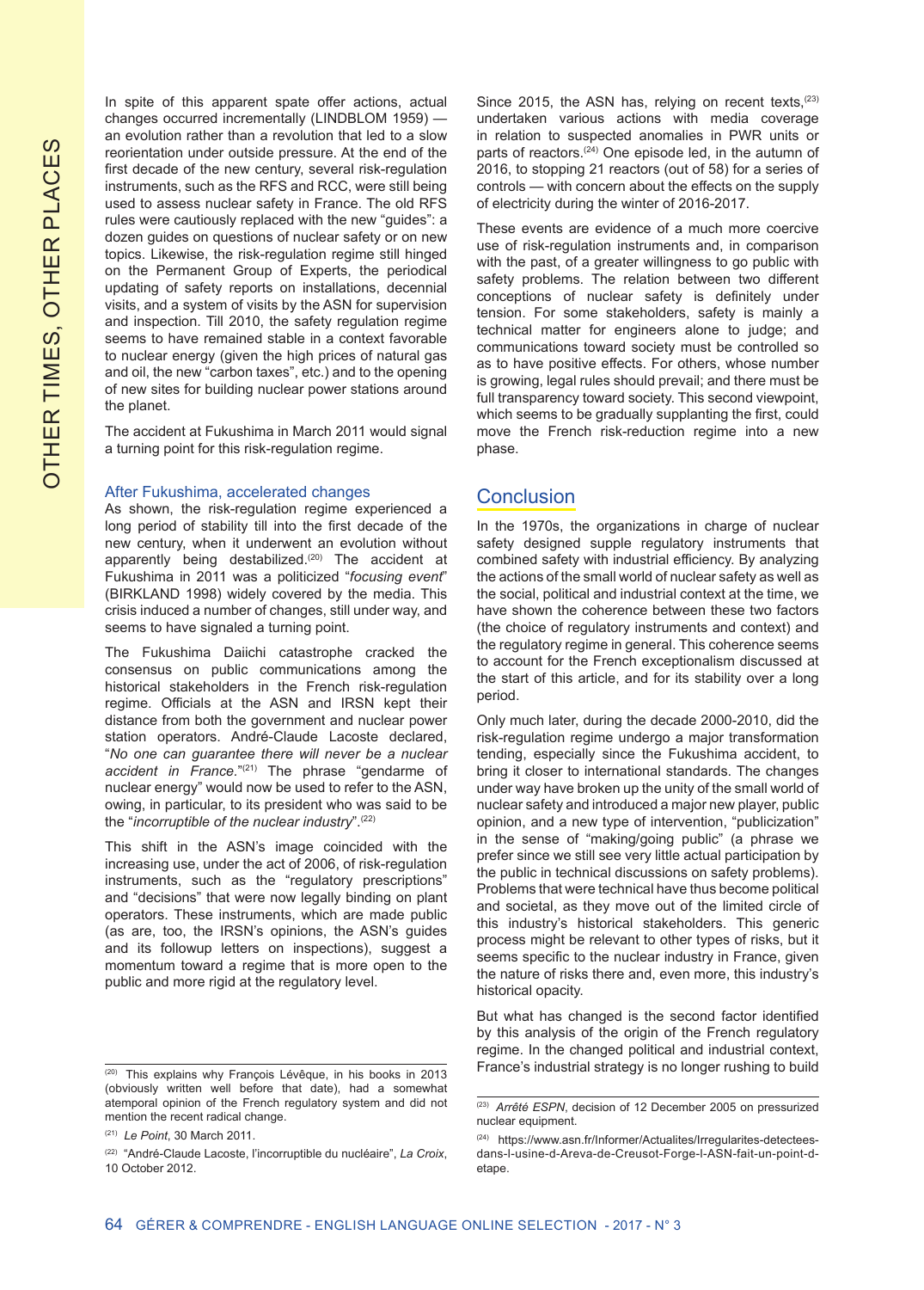In spite of this apparent spate offer actions, actual changes occurred incrementally (LINDBLOM 1959) — an evolution rather than a revolution that led to a slow reorientation under outside pressure. At the end of the first decade of the new century, several risk-regulation instruments, such as the RFS and RCC, were still being used to assess nuclear safety in France. The old RFS rules were cautiously replaced with the new "guides": a dozen guides on questions of nuclear safety or on new topics. Likewise, the risk-regulation regime still hinged on the Permanent Group of Experts, the periodical updating of safety reports on installations, decennial visits, and a system of visits by the ASN for supervision and inspection. Till 2010, the safety regulation regime seems to have remained stable in a context favorable to nuclear energy (given the high prices of natural gas and oil, the new "carbon taxes", etc.) and to the opening of new sites for building nuclear power stations around the planet.

The accident at Fukushima in March 2011 would signal a turning point for this risk-regulation regime.

### After Fukushima, accelerated changes

As shown, the risk-regulation regime experienced a long period of stability till into the first decade of the new century, when it underwent an evolution without apparently being destabilized.[20] The accident at Fukushima in 2011 was a politicized "*focusing event*" (BIRKLAND 1998) widely covered by the media. This crisis induced a number of changes, still under way, and seems to have signaled a turning point.

The Fukushima Daiichi catastrophe cracked the consensus on public communications among the historical stakeholders in the French risk-regulation regime. Officials at the ASN and IRSN kept their distance from both the government and nuclear power station operators. André-Claude Lacoste declared, "*No one can guarantee there will never be a nuclear accident in France.*"[21] The phrase "gendarme of nuclear energy" would now be used to refer to the ASN, owing, in particular, to its president who was said to be the "*incorruptible of the nuclear industry*".[22]

This shift in the ASN's image coincided with the increasing use, under the act of 2006, of risk-regulation instruments, such as the "regulatory prescriptions" and "decisions" that were now legally binding on plant operators. These instruments, which are made public (as are, too, the IRSN's opinions, the ASN's guides and its followup letters on inspections), suggest a momentum toward a regime that is more open to the public and more rigid at the regulatory level.

Since 2015, the ASN has, relying on recent texts,[23] undertaken various actions with media coverage in relation to suspected anomalies in PWR units or parts of reactors.[24] One episode led, in the autumn of 2016, to stopping 21 reactors (out of 58) for a series of controls — with concern about the effects on the supply of electricity during the winter of 2016-2017.

These events are evidence of a much more coercive use of risk-regulation instruments and, in comparison with the past, of a greater willingness to go public with safety problems. The relation between two different conceptions of nuclear safety is definitely under tension. For some stakeholders, safety is mainly a technical matter for engineers alone to judge; and communications toward society must be controlled so as to have positive effects. For others, whose number is growing, legal rules should prevail; and there must be full transparency toward society. This second viewpoint, which seems to be gradually supplanting the first, could move the French risk-reduction regime into a new phase.

## Conclusion

In the 1970s, the organizations in charge of nuclear safety designed supple regulatory instruments that combined safety with industrial efficiency. By analyzing the actions of the small world of nuclear safety as well as the social, political and industrial context at the time, we have shown the coherence between these two factors (the choice of regulatory instruments and context) and the regulatory regime in general. This coherence seems to account for the French exceptionalism discussed at the start of this article, and for its stability over a long period.

Only much later, during the decade 2000-2010, did the risk-regulation regime undergo a major transformation tending, especially since the Fukushima accident, to bring it closer to international standards. The changes under way have broken up the unity of the small world of nuclear safety and introduced a major new player, public opinion, and a new type of intervention, "publicization" in the sense of "making/going public" (a phrase we prefer since we still see very little actual participation by the public in technical discussions on safety problems). Problems that were technical have thus become political and societal, as they move out of the limited circle of this industry's historical stakeholders. This generic process might be relevant to other types of risks, but it seems specific to the nuclear industry in France, given the nature of risks there and, even more, this industry's historical opacity.

But what has changed is the second factor identified by this analysis of the origin of the French regulatory regime. In the changed political and industrial context, France's industrial strategy is no longer rushing to build

---

[20] This explains why François Lévêque, in his books in 2013 (obviously written well before that date), had a somewhat atemporal opinion of the French regulatory system and did not mention the recent radical change.

[21] *Le Point*, 30 March 2011.

[22] "André-Claude Lacoste, l'incorruptible du nucléaire", *La Croix*, 10 October 2012.

[23] *Arrêté ESPN*, decision of 12 December 2005 on pressurized nuclear equipment.

[24] https://www.asn.fr/Informer/Actualites/Irregularites-detectees-dans-l-usine-d-Areva-de-Creusot-Forge-l-ASN-fait-un-point-d-etape.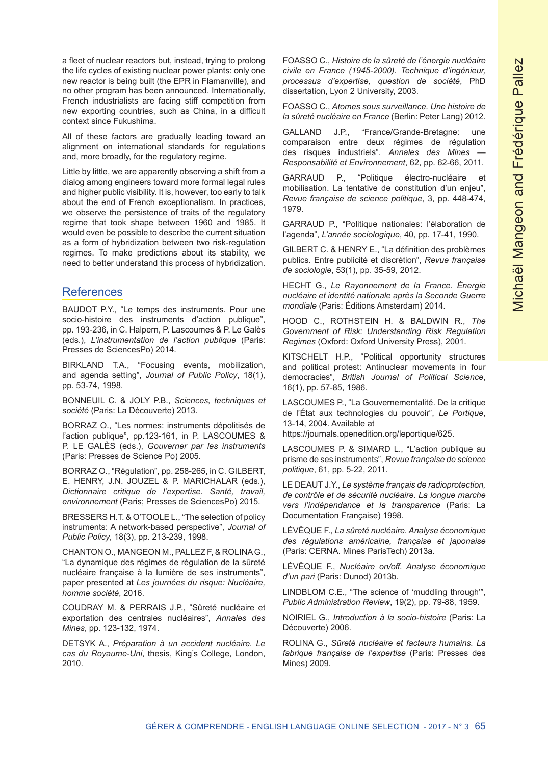a fleet of nuclear reactors but, instead, trying to prolong the life cycles of existing nuclear power plants: only one new reactor is being built (the EPR in Flamanville), and no other program has been announced. Internationally, French industrialists are facing stiff competition from new exporting countries, such as China, in a difficult context since Fukushima.

All of these factors are gradually leading toward an alignment on international standards for regulations and, more broadly, for the regulatory regime.

Little by little, we are apparently observing a shift from a dialog among engineers toward more formal legal rules and higher public visibility. It is, however, too early to talk about the end of French exceptionalism. In practices, we observe the persistence of traits of the regulatory regime that took shape between 1960 and 1985. It would even be possible to describe the current situation as a form of hybridization between two risk-regulation regimes. To make predictions about its stability, we need to better understand this process of hybridization.

## References

BAUDOT P.Y., "Le temps des instruments. Pour une socio-histoire des instruments d'action publique", pp. 193-236, in C. Halpern, P. Lascoumes & P. Le Galès (eds.), *L'instrumentation de l'action publique* (Paris: Presses de SciencesPo) 2014.

BIRKLAND T.A., "Focusing events, mobilization, and agenda setting", *Journal of Public Policy*, 18(1), pp. 53-74, 1998.

BONNEUIL C. & JOLY P.B., *Sciences, techniques et société* (Paris: La Découverte) 2013.

BORRAZ O., "Les normes: instruments dépolitisés de l'action publique", pp.123-161, in P. LASCOUMES & P. LE GALÈS (eds.), *Gouverner par les instruments* (Paris: Presses de Science Po) 2005.

BORRAZ O., "Régulation", pp. 258-265, in C. GILBERT, E. HENRY, J.N. JOUZEL & P. MARICHALAR (eds.), *Dictionnaire critique de l'expertise. Santé, travail, environnement* (Paris; Presses de SciencesPo) 2015.

BRESSERS H.T. & O'TOOLE L., "The selection of policy instruments: A network-based perspective", *Journal of Public Policy*, 18(3), pp. 213-239, 1998.

CHANTON O., MANGEON M., PALLEZ F, & ROLINA G., "La dynamique des régimes de régulation de la sûreté nucléaire française à la lumière de ses instruments", paper presented at *Les journées du risque: Nucléaire, homme société*, 2016.

COUDRAY M. & PERRAIS J.P., "Sûreté nucléaire et exportation des centrales nucléaires", *Annales des Mines*, pp. 123-132, 1974.

DETSYK A., *Préparation à un accident nucléaire. Le cas du Royaume-Uni*, thesis, King's College, London, 2010.

FOASSO C., *Histoire de la sûreté de l'énergie nucléaire civile en France (1945-2000). Technique d'ingénieur, processus d'expertise, question de société*, PhD dissertation, Lyon 2 University, 2003.

FOASSO C., *Atomes sous surveillance. Une histoire de la sûreté nucléaire en France* (Berlin: Peter Lang) 2012.

GALLAND J.P., "France/Grande-Bretagne: une comparaison entre deux régimes de régulation des risques industriels". *Annales des Mines — Responsabilité et Environnement*, 62, pp. 62-66, 2011.

GARRAUD P., "Politique électro-nucléaire et mobilisation. La tentative de constitution d'un enjeu", *Revue française de science politique*, 3, pp. 448-474, 1979.

GARRAUD P., "Politique nationales: l'élaboration de l'agenda", *L'année sociologique*, 40, pp. 17-41, 1990.

GILBERT C. & HENRY E., "La définition des problèmes publics. Entre publicité et discrétion", *Revue française de sociologie*, 53(1), pp. 35-59, 2012.

HECHT G., *Le Rayonnement de la France. Énergie nucléaire et identité nationale après la Seconde Guerre mondiale* (Paris: Éditions Amsterdam) 2014.

HOOD C., ROTHSTEIN H. & BALDWIN R., *The Government of Risk: Understanding Risk Regulation Regimes* (Oxford: Oxford University Press), 2001.

KITSCHELT H.P., "Political opportunity structures and political protest: Antinuclear movements in four democracies", *British Journal of Political Science*, 16(1), pp. 57-85, 1986.

LASCOUMES P., "La Gouvernementalité. De la critique de l'État aux technologies du pouvoir", *Le Portique*, 13-14, 2004. Available at https://journals.openedition.org/leportique/625.

LASCOUMES P. & SIMARD L., "L'action publique au prisme de ses instruments", *Revue française de science politique*, 61, pp. 5-22, 2011.

LE DEAUT J.Y., *Le système français de radioprotection, de contrôle et de sécurité nucléaire. La longue marche vers l'indépendance et la transparence* (Paris: La Documentation Française) 1998.

LÉVÊQUE F., *La sûreté nucléaire. Analyse économique des régulations américaine, française et japonaise* (Paris: CERNA. Mines ParisTech) 2013a.

LÉVÊQUE F., *Nucléaire on/off. Analyse économique d'un pari* (Paris: Dunod) 2013b.

LINDBLOM C.E., "The science of 'muddling through'", *Public Administration Review*, 19(2), pp. 79-88, 1959.

NOIRIEL G., *Introduction à la socio-histoire* (Paris: La Découverte) 2006.

ROLINA G., *Sûreté nucléaire et facteurs humains. La fabrique française de l'expertise* (Paris: Presses des Mines) 2009.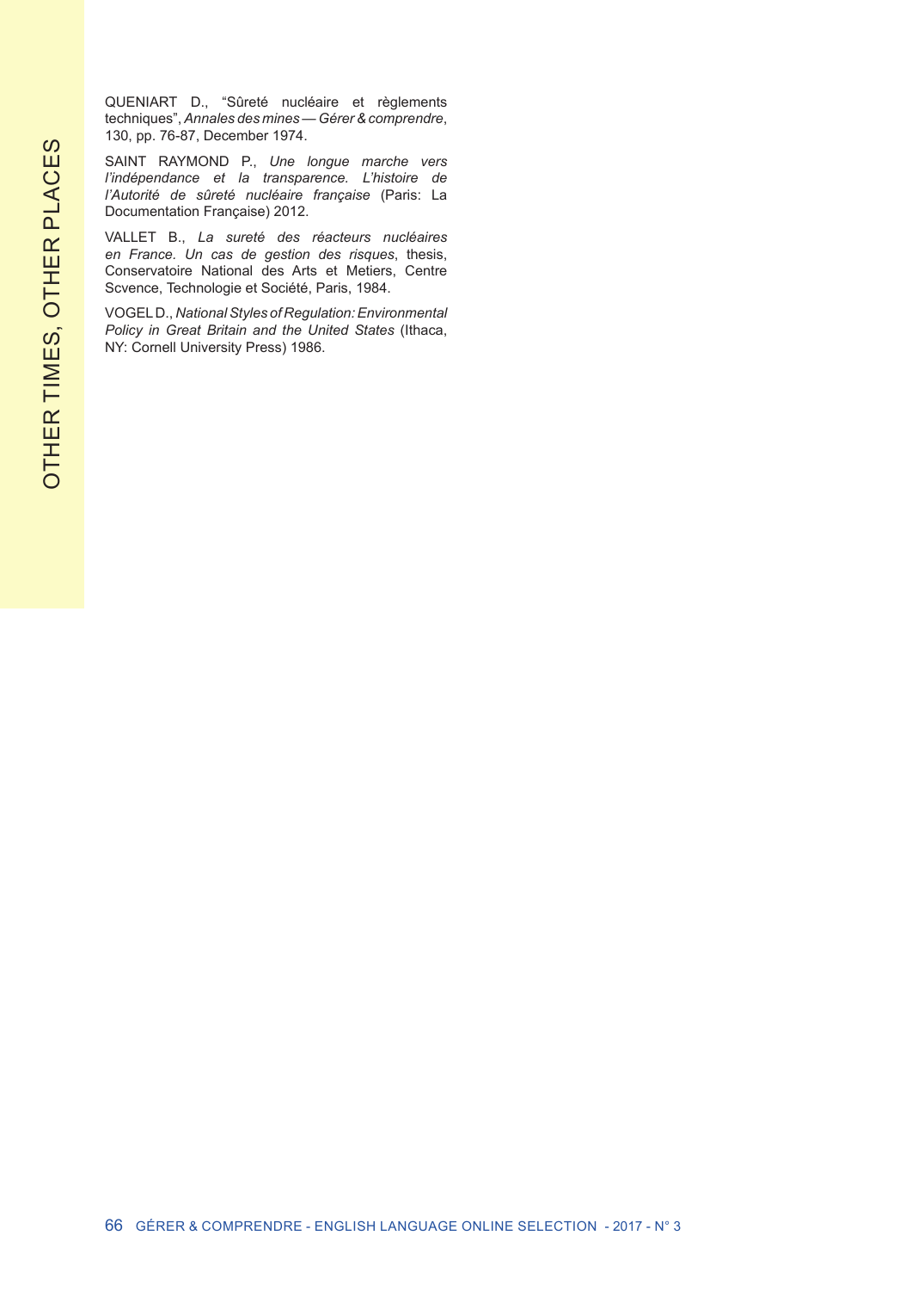QUENIART D., "Sûreté nucléaire et règlements techniques", *Annales des mines — Gérer & comprendre*, 130, pp. 76-87, December 1974.

SAINT RAYMOND P., *Une longue marche vers l'indépendance et la transparence. L'histoire de l'Autorité de sûreté nucléaire française* (Paris: La Documentation Française) 2012.

VALLET B., *La sureté des réacteurs nucléaires en France. Un cas de gestion des risques*, thesis, Conservatoire National des Arts et Metiers, Centre Scvence, Technologie et Société, Paris, 1984.

VOGEL D., *National Styles of Regulation: Environmental Policy in Great Britain and the United States* (Ithaca, NY: Cornell University Press) 1986.